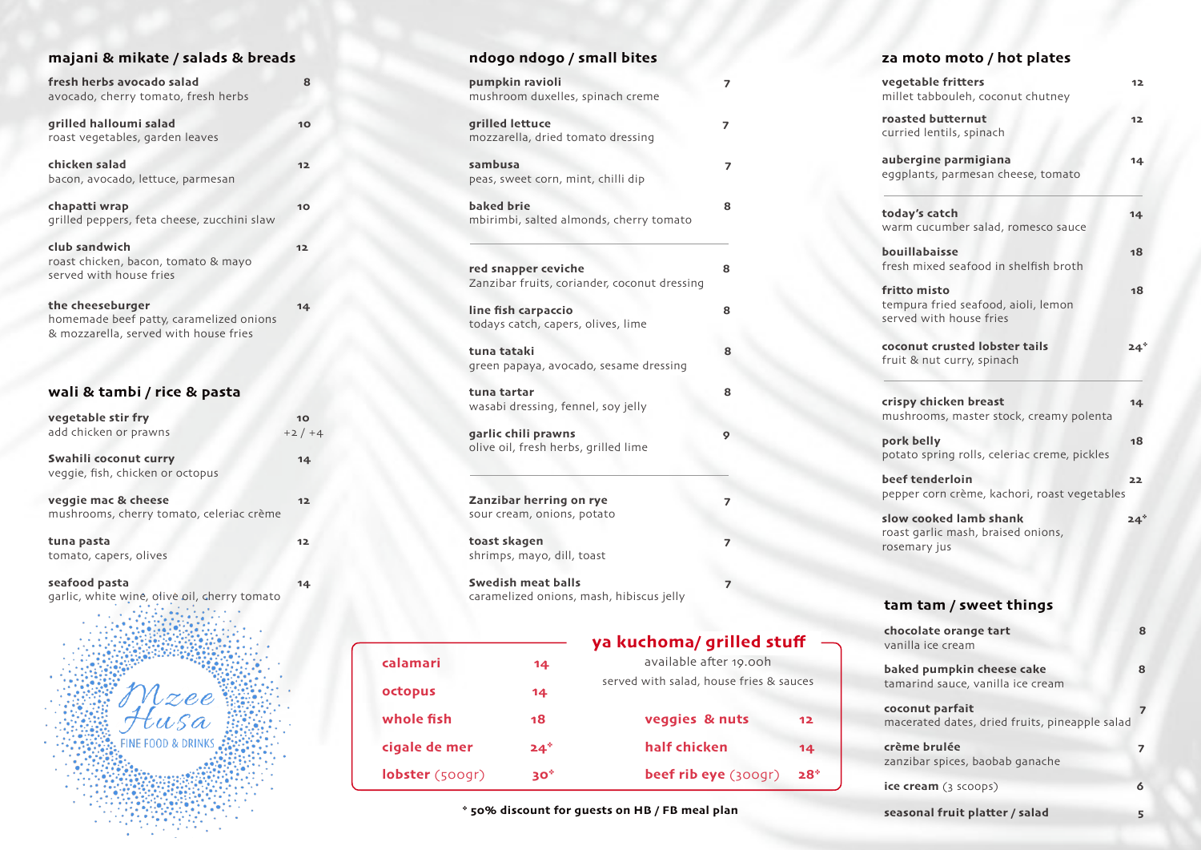## majani & mikate / salads & breads

**fresh herbs avocado salad** 8
avocado, cherry tomato, fresh herbs

**grilled halloumi salad** 10
roast vegetables, garden leaves

**chicken salad** 12
bacon, avocado, lettuce, parmesan

**chapatti wrap** 10
grilled peppers, feta cheese, zucchini slaw

**club sandwich** 12
roast chicken, bacon, tomato & mayo
served with house fries

**the cheeseburger** 14
homemade beef patty, caramelized onions
& mozzarella, served with house fries

## wali & tambi / rice & pasta

**vegetable stir fry** 10
add chicken or prawns +2 / +4

**Swahili coconut curry** 14
veggie, fish, chicken or octopus

**veggie mac & cheese** 12
mushrooms, cherry tomato, celeriac crème

**tuna pasta** 12
tomato, capers, olives

**seafood pasta** 14
garlic, white wine, olive oil, cherry tomato

Mzee Husa
FINE FOOD & DRINKS

## ndogo ndogo / small bites

**pumpkin ravioli** 7
mushroom duxelles, spinach creme

**grilled lettuce** 7
mozzarella, dried tomato dressing

**sambusa** 7
peas, sweet corn, mint, chilli dip

**baked brie** 8
mbirimbi, salted almonds, cherry tomato

---

**red snapper ceviche** 8
Zanzibar fruits, coriander, coconut dressing

**line fish carpaccio** 8
todays catch, capers, olives, lime

**tuna tataki** 8
green papaya, avocado, sesame dressing

**tuna tartar** 8
wasabi dressing, fennel, soy jelly

**garlic chili prawns** 9
olive oil, fresh herbs, grilled lime

---

**Zanzibar herring on rye** 7
sour cream, onions, potato

**toast skagen** 7
shrimps, mayo, dill, toast

**Swedish meat balls** 7
caramelized onions, mash, hibiscus jelly

## ya kuchoma/ grilled stuff

available after 19.00h
served with salad, house fries & sauces

| | | | |
|---|---|---|---|
| calamari | 14 | veggies & nuts | 12 |
| octopus | 14 | half chicken | 14 |
| whole fish | 18 | beef rib eye (300gr) | 28* |
| cigale de mer | 24* | | |
| lobster (500gr) | 30* | | |

**\* 50% discount for guests on HB / FB meal plan**

## za moto moto / hot plates

**vegetable fritters** 12
millet tabbouleh, coconut chutney

**roasted butternut** 12
curried lentils, spinach

**aubergine parmigiana** 14
eggplants, parmesan cheese, tomato

---

**today's catch** 14
warm cucumber salad, romesco sauce

**bouillabaisse** 18
fresh mixed seafood in shelfish broth

**fritto misto** 18
tempura fried seafood, aioli, lemon
served with house fries

**coconut crusted lobster tails** 24*
fruit & nut curry, spinach

---

**crispy chicken breast** 14
mushrooms, master stock, creamy polenta

**pork belly** 18
potato spring rolls, celeriac creme, pickles

**beef tenderloin** 22
pepper corn crème, kachori, roast vegetables

**slow cooked lamb shank** 24*
roast garlic mash, braised onions,
rosemary jus

## tam tam / sweet things

**chocolate orange tart** 8
vanilla ice cream

**baked pumpkin cheese cake** 8
tamarind sauce, vanilla ice cream

**coconut parfait** 7
macerated dates, dried fruits, pineapple salad

**crème brulée** 7
zanzibar spices, baobab ganache

**ice cream** (3 scoops) 6

**seasonal fruit platter / salad** 5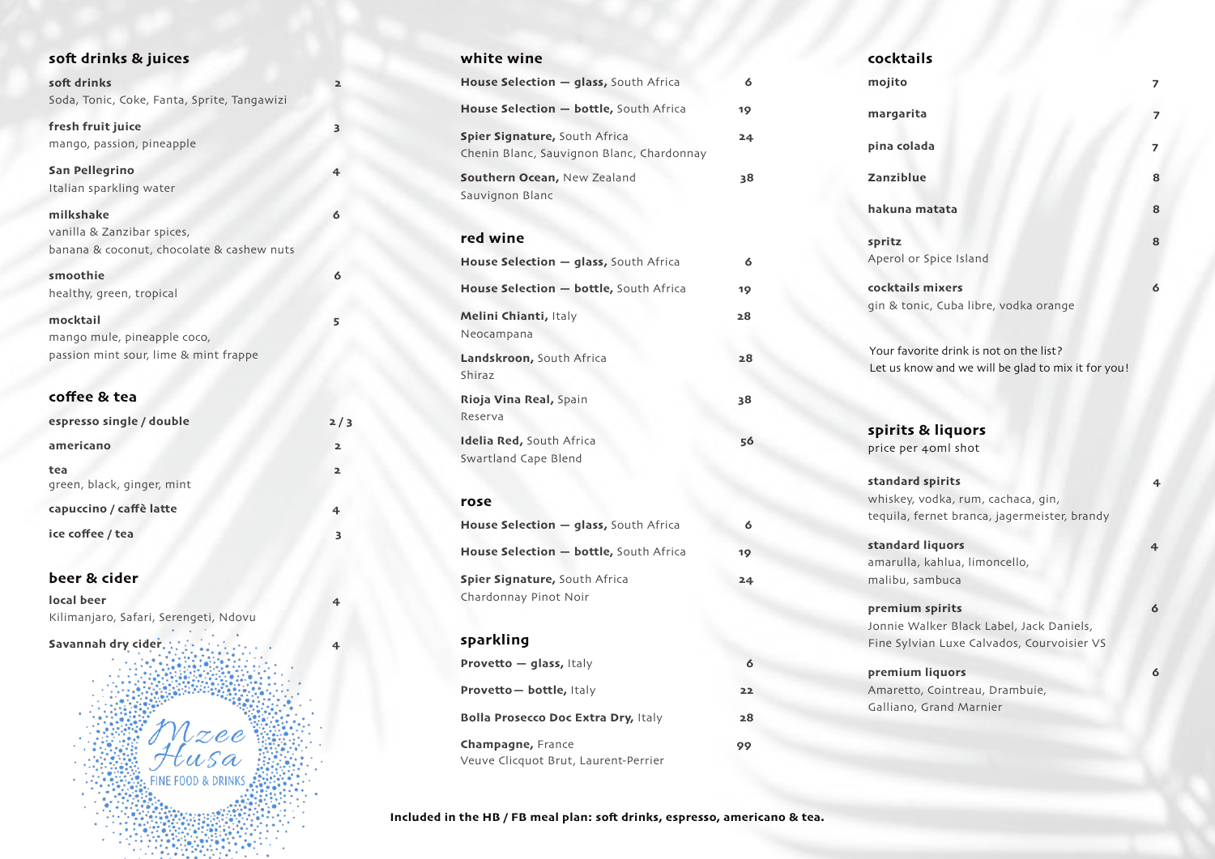## soft drinks & juices

**soft drinks** — 2
Soda, Tonic, Coke, Fanta, Sprite, Tangawizi

**fresh fruit juice** — 3
mango, passion, pineapple

**San Pellegrino** — 4
Italian sparkling water

**milkshake** — 6
vanilla & Zanzibar spices,
banana & coconut, chocolate & cashew nuts

**smoothie** — 6
healthy, green, tropical

**mocktail** — 5
mango mule, pineapple coco,
passion mint sour, lime & mint frappe

## coffee & tea

**espresso single / double** — 2 / 3

**americano** — 2

**tea** — 2
green, black, ginger, mint

**capuccino / caffè latte** — 4

**ice coffee / tea** — 3

## beer & cider

**local beer** — 4
Kilimanjaro, Safari, Serengeti, Ndovu

**Savannah dry cider** — 4

Mzee Husa
FINE FOOD & DRINKS

## white wine

**House Selection — glass,** South Africa — 6

**House Selection — bottle,** South Africa — 19

**Spier Signature,** South Africa — 24
Chenin Blanc, Sauvignon Blanc, Chardonnay

**Southern Ocean,** New Zealand — 38
Sauvignon Blanc

## red wine

**House Selection — glass,** South Africa — 6

**House Selection — bottle,** South Africa — 19

**Melini Chianti,** Italy — 28
Neocampana

**Landskroon,** South Africa — 28
Shiraz

**Rioja Vina Real,** Spain — 38
Reserva

**Idelia Red,** South Africa — 56
Swartland Cape Blend

## rose

**House Selection — glass,** South Africa — 6

**House Selection — bottle,** South Africa — 19

**Spier Signature,** South Africa — 24
Chardonnay Pinot Noir

## sparkling

**Provetto — glass,** Italy — 6

**Provetto— bottle,** Italy — 22

**Bolla Prosecco Doc Extra Dry,** Italy — 28

**Champagne,** France — 99
Veuve Clicquot Brut, Laurent-Perrier

## cocktails

**mojito** — 7

**margarita** — 7

**pina colada** — 7

**Zanziblue** — 8

**hakuna matata** — 8

**spritz** — 8
Aperol or Spice Island

**cocktails mixers** — 6
gin & tonic, Cuba libre, vodka orange

Your favorite drink is not on the list?
Let us know and we will be glad to mix it for you!

## spirits & liquors

price per 40ml shot

**standard spirits** — 4
whiskey, vodka, rum, cachaca, gin,
tequila, fernet branca, jagermeister, brandy

**standard liquors** — 4
amarulla, kahlua, limoncello,
malibu, sambuca

**premium spirits** — 6
Jonnie Walker Black Label, Jack Daniels,
Fine Sylvian Luxe Calvados, Courvoisier VS

**premium liquors** — 6
Amaretto, Cointreau, Drambuie,
Galliano, Grand Marnier

**Included in the HB / FB meal plan: soft drinks, espresso, americano & tea.**